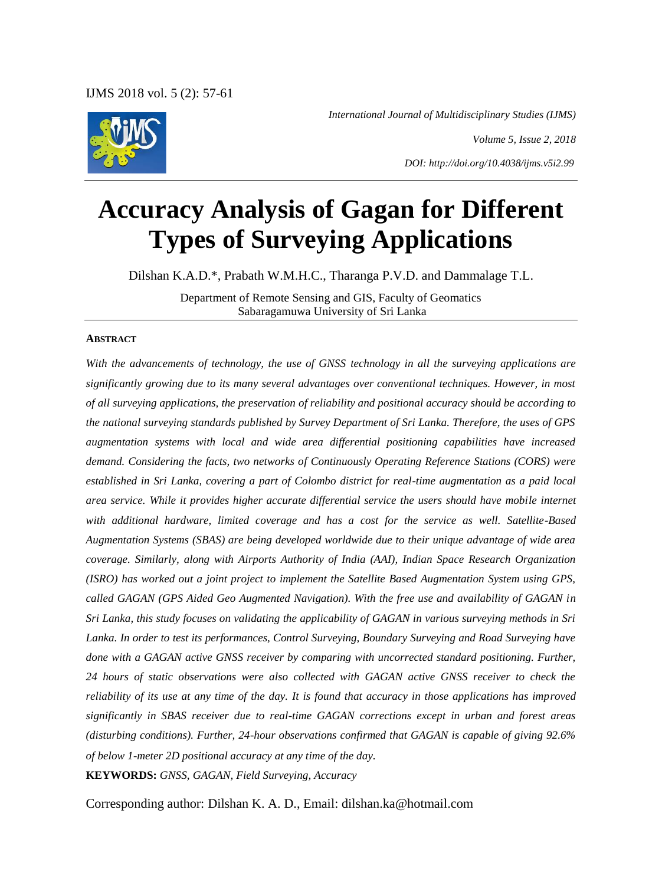*International Journal of Multidisciplinary Studies (IJMS)*

*Volume 5, Issue 2, 2018*

*DOI: http://doi.org/10.4038/ijms.v5i2.99*

# Accuracy Analysis of Gagan for Different Types of Surveying Applications

Dilshan K.A.D.*, Prabath W.M.H.C., Tharanga P.V.D. and Dammalage T.L.

Department of Remote Sensing and GIS, Faculty of Geomatics
Sabaragamuwa University of Sri Lanka

## ABSTRACT

*With the advancements of technology, the use of GNSS technology in all the surveying applications are significantly growing due to its many several advantages over conventional techniques. However, in most of all surveying applications, the preservation of reliability and positional accuracy should be according to the national surveying standards published by Survey Department of Sri Lanka. Therefore, the uses of GPS augmentation systems with local and wide area differential positioning capabilities have increased demand. Considering the facts, two networks of Continuously Operating Reference Stations (CORS) were established in Sri Lanka, covering a part of Colombo district for real-time augmentation as a paid local area service. While it provides higher accurate differential service the users should have mobile internet with additional hardware, limited coverage and has a cost for the service as well. Satellite-Based Augmentation Systems (SBAS) are being developed worldwide due to their unique advantage of wide area coverage. Similarly, along with Airports Authority of India (AAI), Indian Space Research Organization (ISRO) has worked out a joint project to implement the Satellite Based Augmentation System using GPS, called GAGAN (GPS Aided Geo Augmented Navigation). With the free use and availability of GAGAN in Sri Lanka, this study focuses on validating the applicability of GAGAN in various surveying methods in Sri Lanka. In order to test its performances, Control Surveying, Boundary Surveying and Road Surveying have done with a GAGAN active GNSS receiver by comparing with uncorrected standard positioning. Further, 24 hours of static observations were also collected with GAGAN active GNSS receiver to check the reliability of its use at any time of the day. It is found that accuracy in those applications has improved significantly in SBAS receiver due to real-time GAGAN corrections except in urban and forest areas (disturbing conditions). Further, 24-hour observations confirmed that GAGAN is capable of giving 92.6% of below 1-meter 2D positional accuracy at any time of the day.*

**KEYWORDS:** *GNSS, GAGAN, Field Surveying, Accuracy*

Corresponding author: Dilshan K. A. D., Email: dilshan.ka@hotmail.com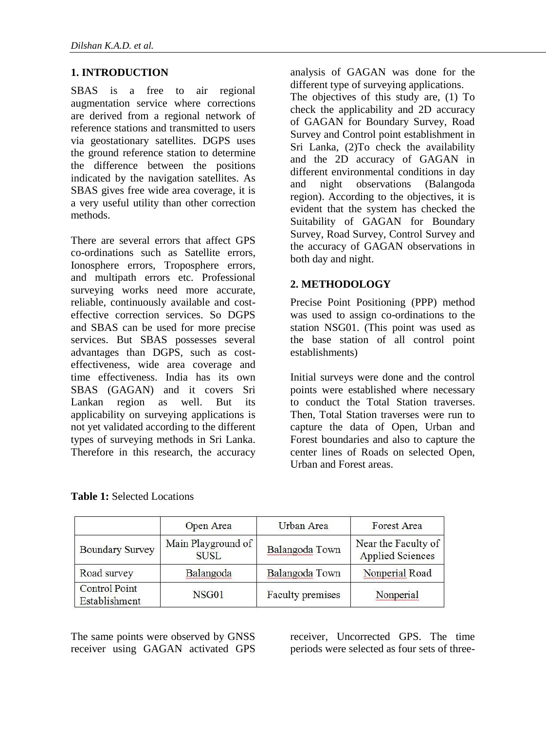## 1. INTRODUCTION

SBAS is a free to air regional augmentation service where corrections are derived from a regional network of reference stations and transmitted to users via geostationary satellites. DGPS uses the ground reference station to determine the difference between the positions indicated by the navigation satellites. As SBAS gives free wide area coverage, it is a very useful utility than other correction methods.

There are several errors that affect GPS co-ordinations such as Satellite errors, Ionosphere errors, Troposphere errors, and multipath errors etc. Professional surveying works need more accurate, reliable, continuously available and cost-effective correction services. So DGPS and SBAS can be used for more precise services. But SBAS possesses several advantages than DGPS, such as cost-effectiveness, wide area coverage and time effectiveness. India has its own SBAS (GAGAN) and it covers Sri Lankan region as well. But its applicability on surveying applications is not yet validated according to the different types of surveying methods in Sri Lanka. Therefore in this research, the accuracy analysis of GAGAN was done for the different type of surveying applications.

The objectives of this study are, (1) To check the applicability and 2D accuracy of GAGAN for Boundary Survey, Road Survey and Control point establishment in Sri Lanka, (2)To check the availability and the 2D accuracy of GAGAN in different environmental conditions in day and night observations (Balangoda region). According to the objectives, it is evident that the system has checked the Suitability of GAGAN for Boundary Survey, Road Survey, Control Survey and the accuracy of GAGAN observations in both day and night.

## 2. METHODOLOGY

Precise Point Positioning (PPP) method was used to assign co-ordinations to the station NSG01. (This point was used as the base station of all control point establishments)

Initial surveys were done and the control points were established where necessary to conduct the Total Station traverses. Then, Total Station traverses were run to capture the data of Open, Urban and Forest boundaries and also to capture the center lines of Roads on selected Open, Urban and Forest areas.

**Table 1:** Selected Locations

| | Open Area | Urban Area | Forest Area |
|---|---|---|---|
| Boundary Survey | Main Playground of SUSL | Balangoda Town | Near the Faculty of Applied Sciences |
| Road survey | Balangoda | Balangoda Town | Nonperial Road |
| Control Point Establishment | NSG01 | Faculty premises | Nonperial |

The same points were observed by GNSS receiver using GAGAN activated GPS receiver, Uncorrected GPS. The time periods were selected as four sets of three-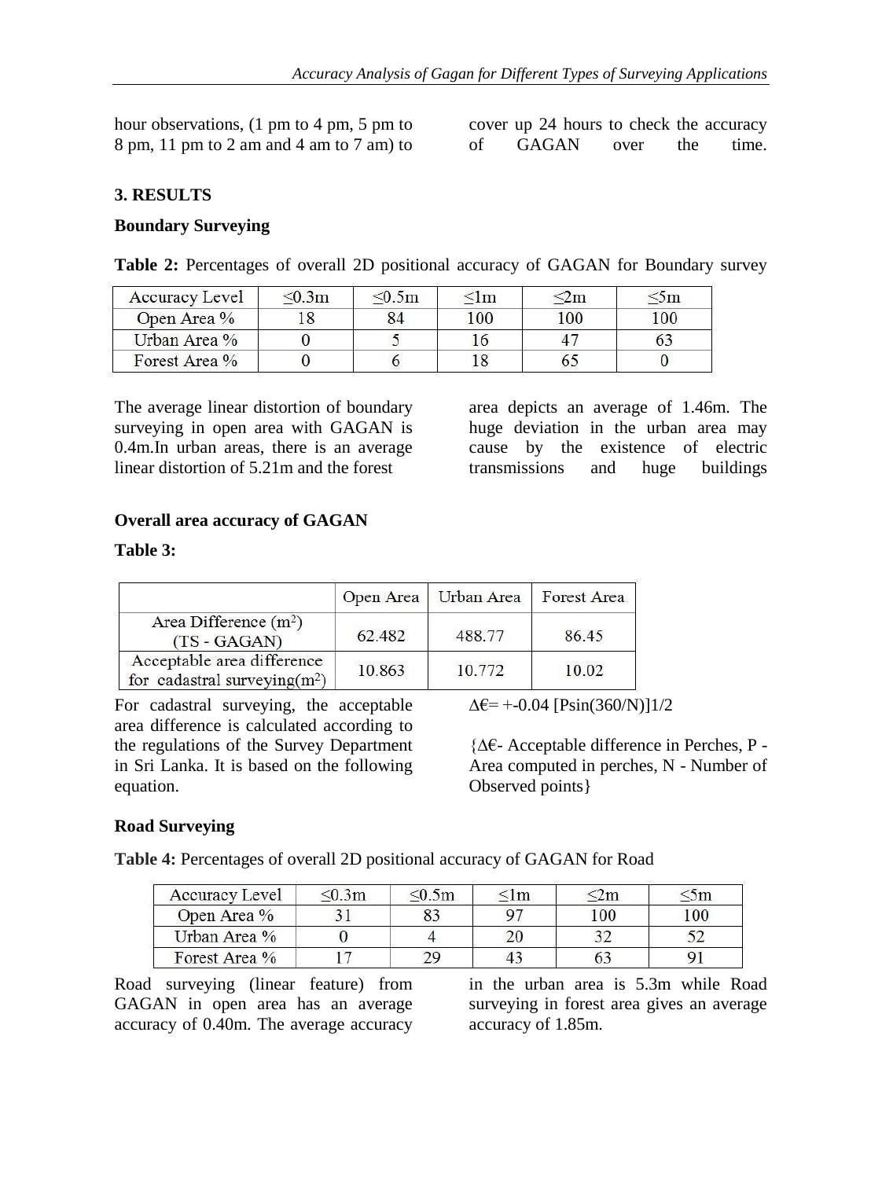hour observations, (1 pm to 4 pm, 5 pm to 8 pm, 11 pm to 2 am and 4 am to 7 am) to cover up 24 hours to check the accuracy of GAGAN over the time.

## 3. RESULTS

### Boundary Surveying

**Table 2:** Percentages of overall 2D positional accuracy of GAGAN for Boundary survey

| Accuracy Level | ≤0.3m | ≤0.5m | ≤1m | ≤2m | ≤5m |
|---|---|---|---|---|---|
| Open Area % | 18 | 84 | 100 | 100 | 100 |
| Urban Area % | 0 | 5 | 16 | 47 | 63 |
| Forest Area % | 0 | 6 | 18 | 65 | 0 |

The average linear distortion of boundary surveying in open area with GAGAN is 0.4m.In urban areas, there is an average linear distortion of 5.21m and the forest area depicts an average of 1.46m. The huge deviation in the urban area may cause by the existence of electric transmissions and huge buildings

### Overall area accuracy of GAGAN

**Table 3:**

| | Open Area | Urban Area | Forest Area |
|---|---|---|---|
| Area Difference ($m^2$) (TS - GAGAN) | 62.482 | 488.77 | 86.45 |
| Acceptable area difference for cadastral surveying($m^2$) | 10.863 | 10.772 | 10.02 |

For cadastral surveying, the acceptable area difference is calculated according to the regulations of the Survey Department in Sri Lanka. It is based on the following equation.

$\Delta€ = \pm 0.04\ [P\sin(360/N)]^{1/2}$

{$\Delta€$- Acceptable difference in Perches, P - Area computed in perches, N - Number of Observed points}

### Road Surveying

**Table 4:** Percentages of overall 2D positional accuracy of GAGAN for Road

| Accuracy Level | ≤0.3m | ≤0.5m | ≤1m | ≤2m | ≤5m |
|---|---|---|---|---|---|
| Open Area % | 31 | 83 | 97 | 100 | 100 |
| Urban Area % | 0 | 4 | 20 | 32 | 52 |
| Forest Area % | 17 | 29 | 43 | 63 | 91 |

Road surveying (linear feature) from GAGAN in open area has an average accuracy of 0.40m. The average accuracy in the urban area is 5.3m while Road surveying in forest area gives an average accuracy of 1.85m.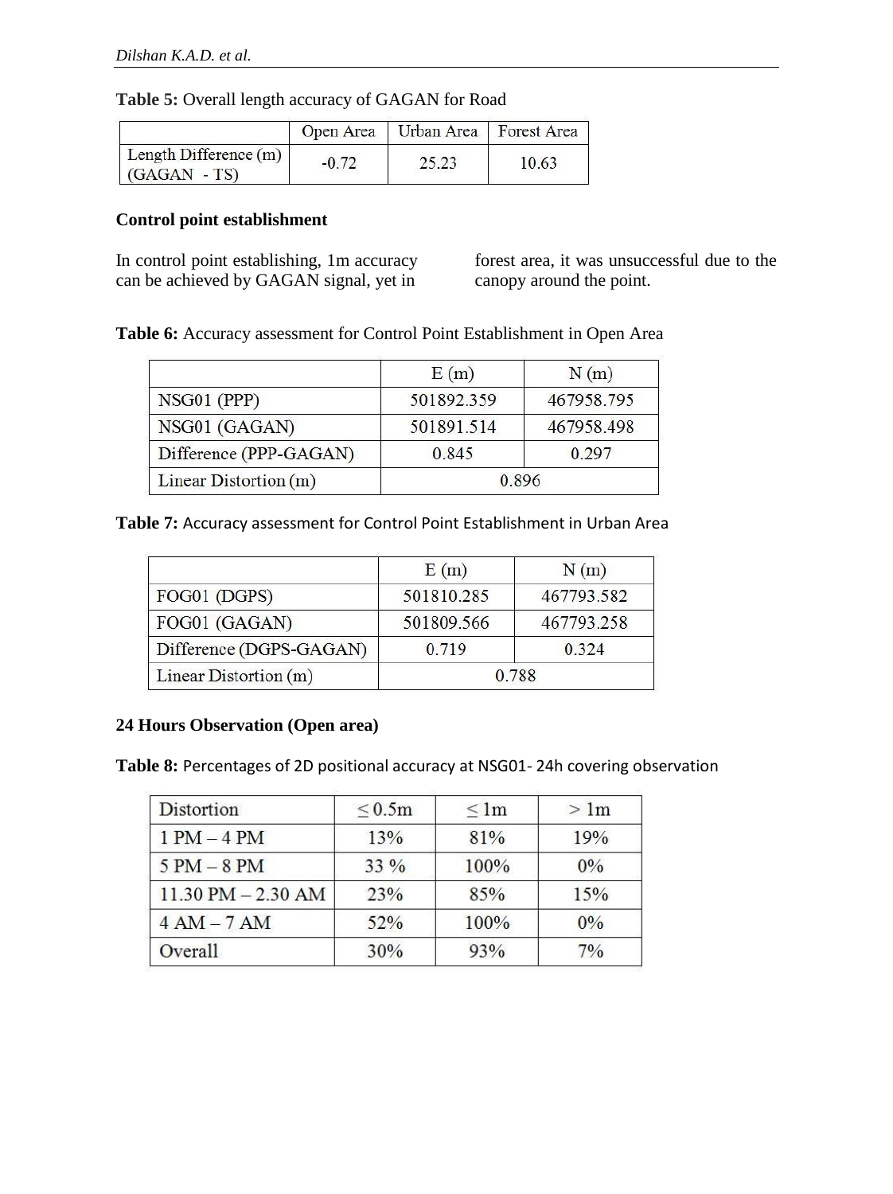**Table 5:** Overall length accuracy of GAGAN for Road

| | Open Area | Urban Area | Forest Area |
|---|---|---|---|
| Length Difference (m) (GAGAN - TS) | -0.72 | 25.23 | 10.63 |

**Control point establishment**

In control point establishing, 1m accuracy can be achieved by GAGAN signal, yet in forest area, it was unsuccessful due to the canopy around the point.

**Table 6:** Accuracy assessment for Control Point Establishment in Open Area

| | E (m) | N (m) |
|---|---|---|
| NSG01 (PPP) | 501892.359 | 467958.795 |
| NSG01 (GAGAN) | 501891.514 | 467958.498 |
| Difference (PPP-GAGAN) | 0.845 | 0.297 |
| Linear Distortion (m) | 0.896 | |

**Table 7:** Accuracy assessment for Control Point Establishment in Urban Area

| | E (m) | N (m) |
|---|---|---|
| FOG01 (DGPS) | 501810.285 | 467793.582 |
| FOG01 (GAGAN) | 501809.566 | 467793.258 |
| Difference (DGPS-GAGAN) | 0.719 | 0.324 |
| Linear Distortion (m) | 0.788 | |

**24 Hours Observation (Open area)**

**Table 8:** Percentages of 2D positional accuracy at NSG01- 24h covering observation

| Distortion | ≤ 0.5m | ≤ 1m | > 1m |
|---|---|---|---|
| 1 PM – 4 PM | 13% | 81% | 19% |
| 5 PM – 8 PM | 33 % | 100% | 0% |
| 11.30 PM – 2.30 AM | 23% | 85% | 15% |
| 4 AM – 7 AM | 52% | 100% | 0% |
| Overall | 30% | 93% | 7% |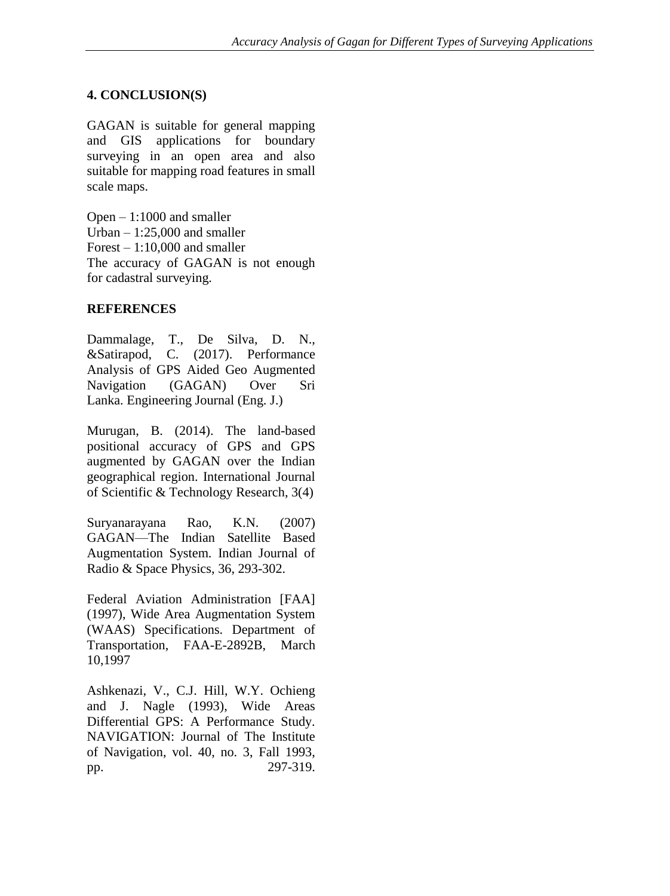## 4. CONCLUSION(S)

GAGAN is suitable for general mapping and GIS applications for boundary surveying in an open area and also suitable for mapping road features in small scale maps.

Open – 1:1000 and smaller
Urban – 1:25,000 and smaller
Forest – 1:10,000 and smaller
The accuracy of GAGAN is not enough for cadastral surveying.

## REFERENCES

Dammalage, T., De Silva, D. N., &Satirapod, C. (2017). Performance Analysis of GPS Aided Geo Augmented Navigation (GAGAN) Over Sri Lanka. Engineering Journal (Eng. J.)

Murugan, B. (2014). The land-based positional accuracy of GPS and GPS augmented by GAGAN over the Indian geographical region. International Journal of Scientific & Technology Research, 3(4)

Suryanarayana Rao, K.N. (2007) GAGAN—The Indian Satellite Based Augmentation System. Indian Journal of Radio & Space Physics, 36, 293-302.

Federal Aviation Administration [FAA] (1997), Wide Area Augmentation System (WAAS) Specifications. Department of Transportation, FAA-E-2892B, March 10,1997

Ashkenazi, V., C.J. Hill, W.Y. Ochieng and J. Nagle (1993), Wide Areas Differential GPS: A Performance Study. NAVIGATION: Journal of The Institute of Navigation, vol. 40, no. 3, Fall 1993, pp. 297-319.